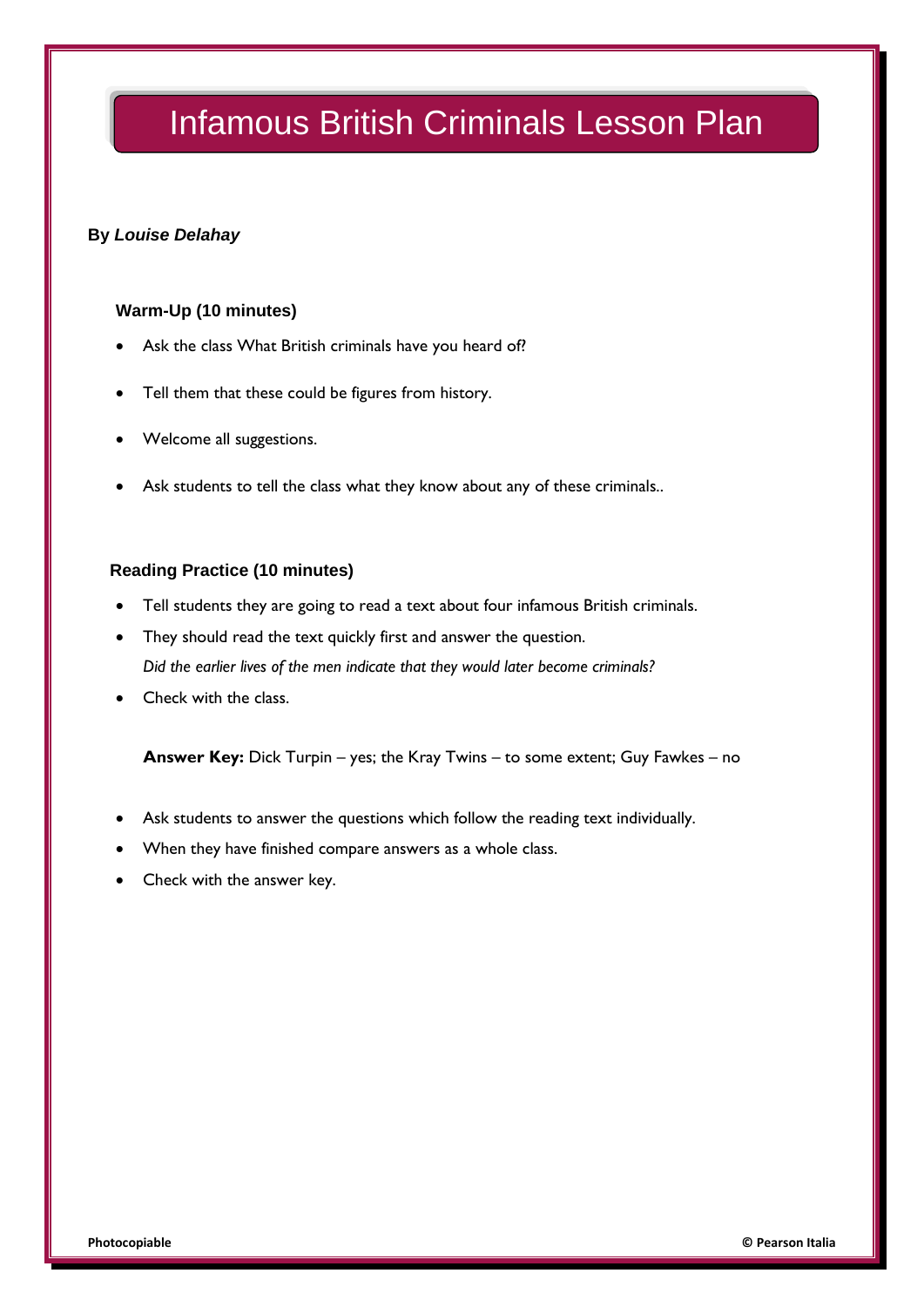# Infamous British Criminals Lesson Plan

**By *Louise Delahay***

### Warm-Up (10 minutes)

- Ask the class What British criminals have you heard of?
- Tell them that these could be figures from history.
- Welcome all suggestions.
- Ask students to tell the class what they know about any of these criminals..

### Reading Practice (10 minutes)

- Tell students they are going to read a text about four infamous British criminals.
- They should read the text quickly first and answer the question.
  *Did the earlier lives of the men indicate that they would later become criminals?*
- Check with the class.

**Answer Key:** Dick Turpin – yes; the Kray Twins – to some extent; Guy Fawkes – no

- Ask students to answer the questions which follow the reading text individually.
- When they have finished compare answers as a whole class.
- Check with the answer key.

**Photocopiable** **© Pearson Italia**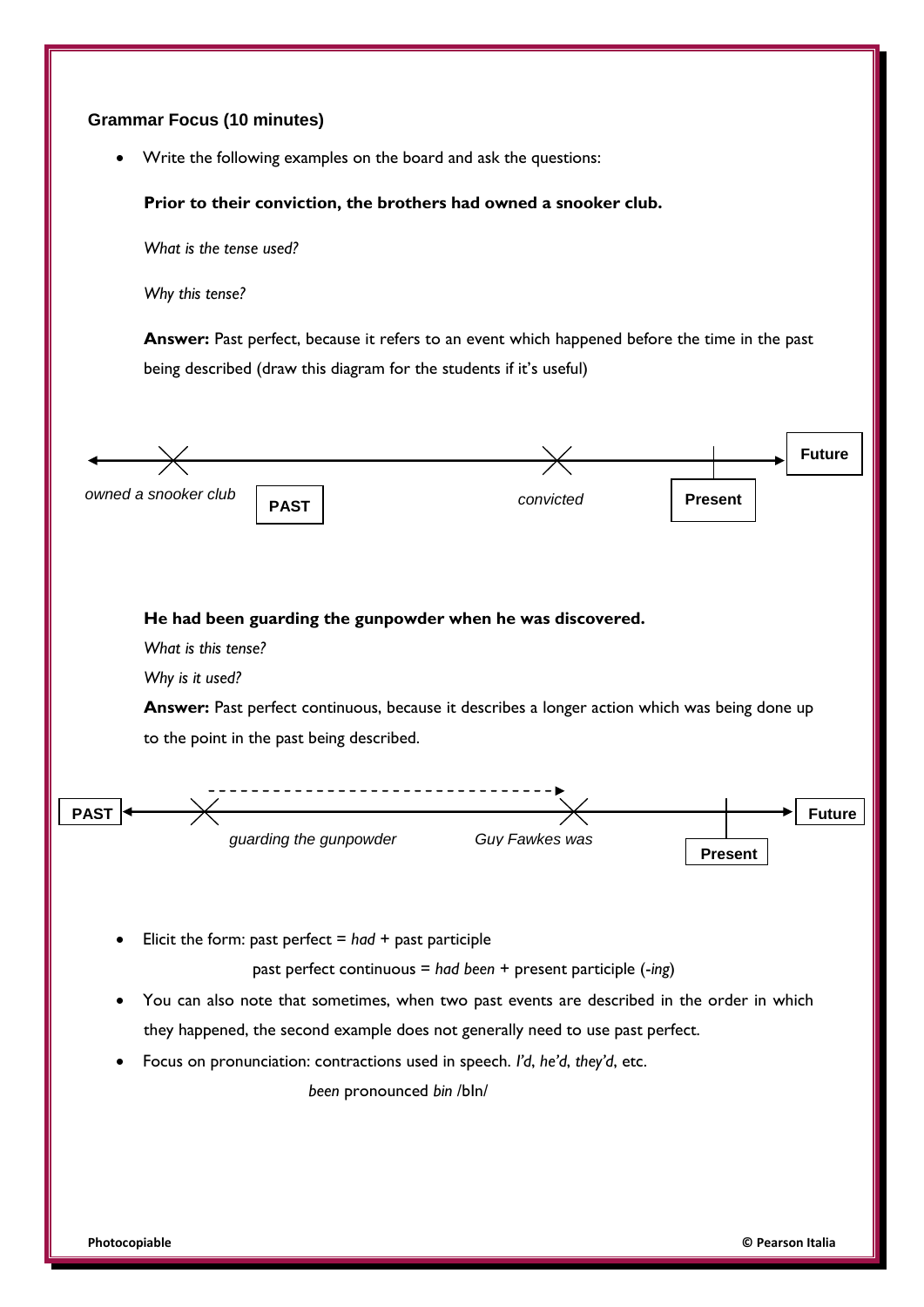### Grammar Focus (10 minutes)

- Write the following examples on the board and ask the questions:

  **Prior to their conviction, the brothers had owned a snooker club.**

  *What is the tense used?*

  *Why this tense?*

  **Answer:** Past perfect, because it refers to an event which happened before the time in the past being described (draw this diagram for the students if it's useful)

*owned a snooker club* PAST *convicted* Present Future

  **He had been guarding the gunpowder when he was discovered.**

  *What is this tense?*

  *Why is it used?*

  **Answer:** Past perfect continuous, because it describes a longer action which was being done up to the point in the past being described.

PAST *guarding the gunpowder* *Guy Fawkes was* Present Future

- Elicit the form: past perfect = *had* + past participle

  past perfect continuous = *had been* + present participle (*-ing*)

- You can also note that sometimes, when two past events are described in the order in which they happened, the second example does not generally need to use past perfect.
- Focus on pronunciation: contractions used in speech. *I'd*, *he'd*, *they'd*, etc.

  *been* pronounced *bin* /bIn/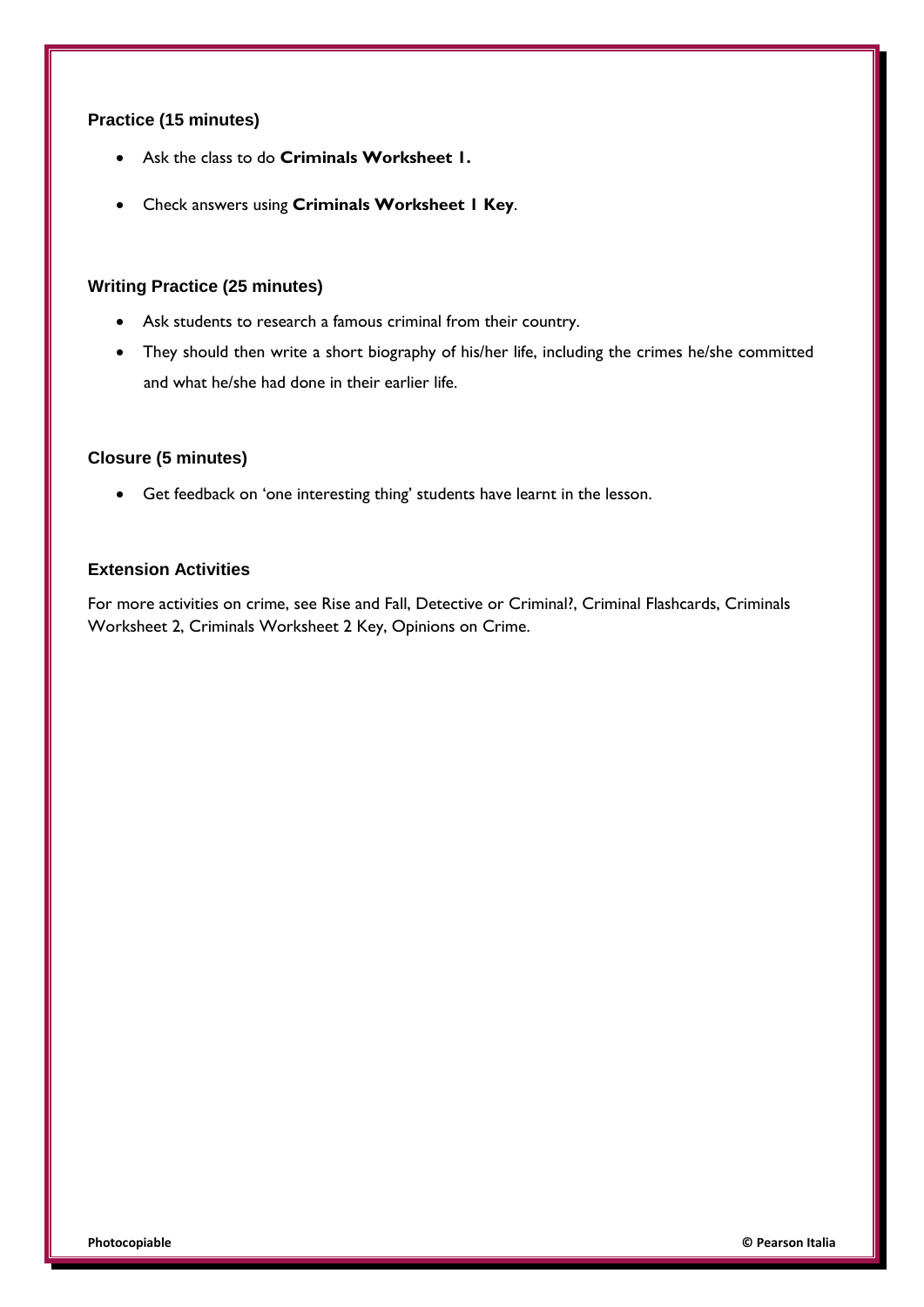### Practice (15 minutes)

- Ask the class to do **Criminals Worksheet 1.**
- Check answers using **Criminals Worksheet 1 Key**.

### Writing Practice (25 minutes)

- Ask students to research a famous criminal from their country.
- They should then write a short biography of his/her life, including the crimes he/she committed and what he/she had done in their earlier life.

### Closure (5 minutes)

- Get feedback on 'one interesting thing' students have learnt in the lesson.

### Extension Activities

For more activities on crime, see Rise and Fall, Detective or Criminal?, Criminal Flashcards, Criminals Worksheet 2, Criminals Worksheet 2 Key, Opinions on Crime.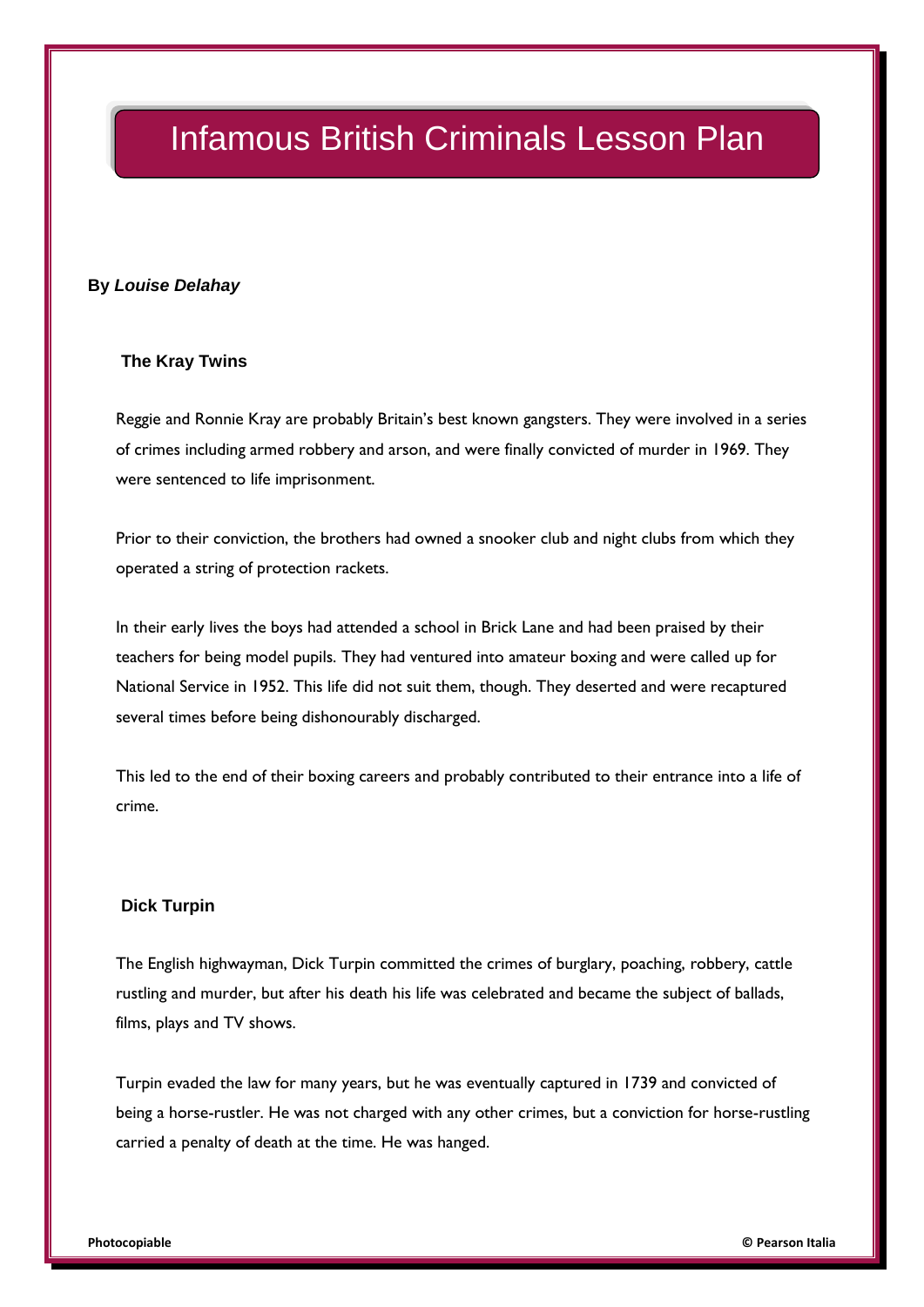# Infamous British Criminals Lesson Plan

**By *Louise Delahay***

### The Kray Twins

Reggie and Ronnie Kray are probably Britain's best known gangsters. They were involved in a series of crimes including armed robbery and arson, and were finally convicted of murder in 1969. They were sentenced to life imprisonment.

Prior to their conviction, the brothers had owned a snooker club and night clubs from which they operated a string of protection rackets.

In their early lives the boys had attended a school in Brick Lane and had been praised by their teachers for being model pupils. They had ventured into amateur boxing and were called up for National Service in 1952. This life did not suit them, though. They deserted and were recaptured several times before being dishonourably discharged.

This led to the end of their boxing careers and probably contributed to their entrance into a life of crime.

### Dick Turpin

The English highwayman, Dick Turpin committed the crimes of burglary, poaching, robbery, cattle rustling and murder, but after his death his life was celebrated and became the subject of ballads, films, plays and TV shows.

Turpin evaded the law for many years, but he was eventually captured in 1739 and convicted of being a horse-rustler. He was not charged with any other crimes, but a conviction for horse-rustling carried a penalty of death at the time. He was hanged.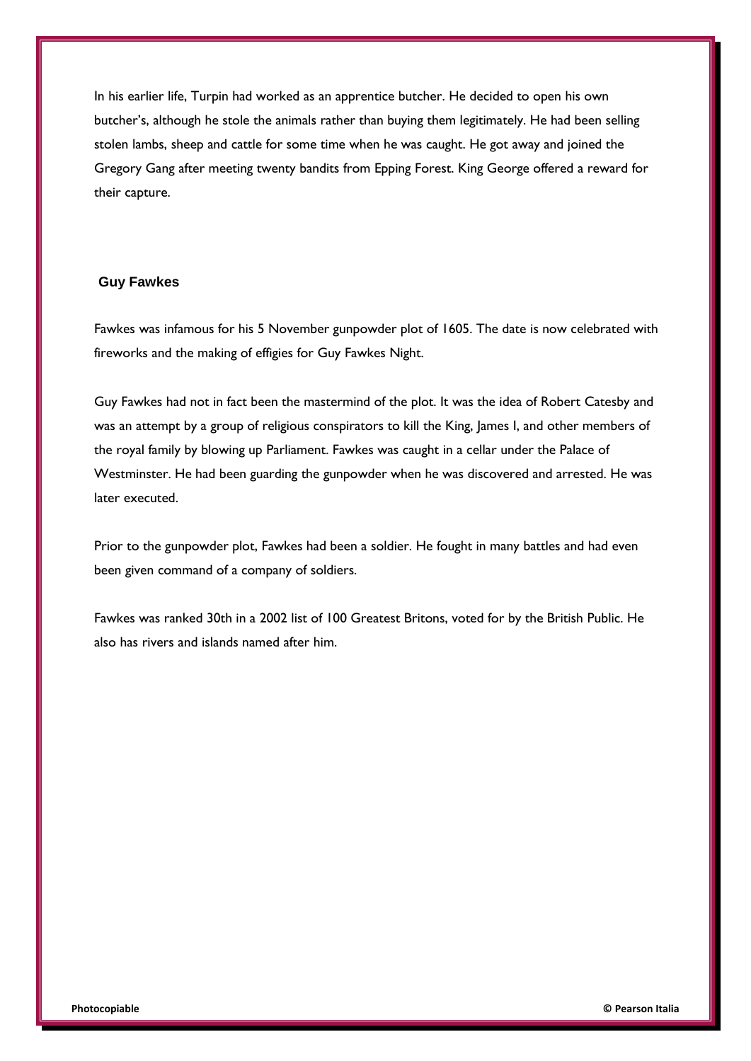In his earlier life, Turpin had worked as an apprentice butcher. He decided to open his own butcher's, although he stole the animals rather than buying them legitimately. He had been selling stolen lambs, sheep and cattle for some time when he was caught. He got away and joined the Gregory Gang after meeting twenty bandits from Epping Forest. King George offered a reward for their capture.

## Guy Fawkes

Fawkes was infamous for his 5 November gunpowder plot of 1605. The date is now celebrated with fireworks and the making of effigies for Guy Fawkes Night.

Guy Fawkes had not in fact been the mastermind of the plot. It was the idea of Robert Catesby and was an attempt by a group of religious conspirators to kill the King, James I, and other members of the royal family by blowing up Parliament. Fawkes was caught in a cellar under the Palace of Westminster. He had been guarding the gunpowder when he was discovered and arrested. He was later executed.

Prior to the gunpowder plot, Fawkes had been a soldier. He fought in many battles and had even been given command of a company of soldiers.

Fawkes was ranked 30th in a 2002 list of 100 Greatest Britons, voted for by the British Public. He also has rivers and islands named after him.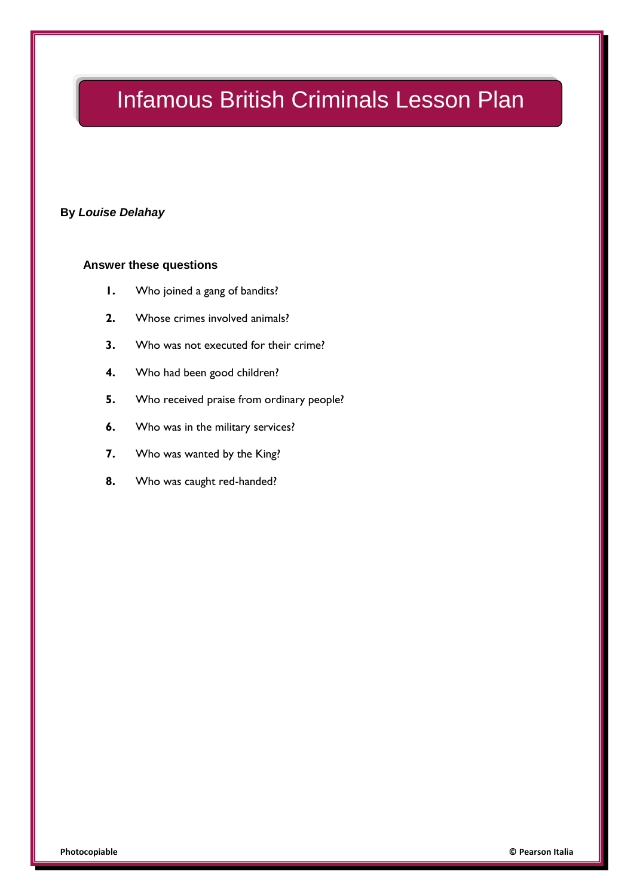# Infamous British Criminals Lesson Plan

**By *Louise Delahay***

**Answer these questions**

1. Who joined a gang of bandits?
2. Whose crimes involved animals?
3. Who was not executed for their crime?
4. Who had been good children?
5. Who received praise from ordinary people?
6. Who was in the military services?
7. Who was wanted by the King?
8. Who was caught red-handed?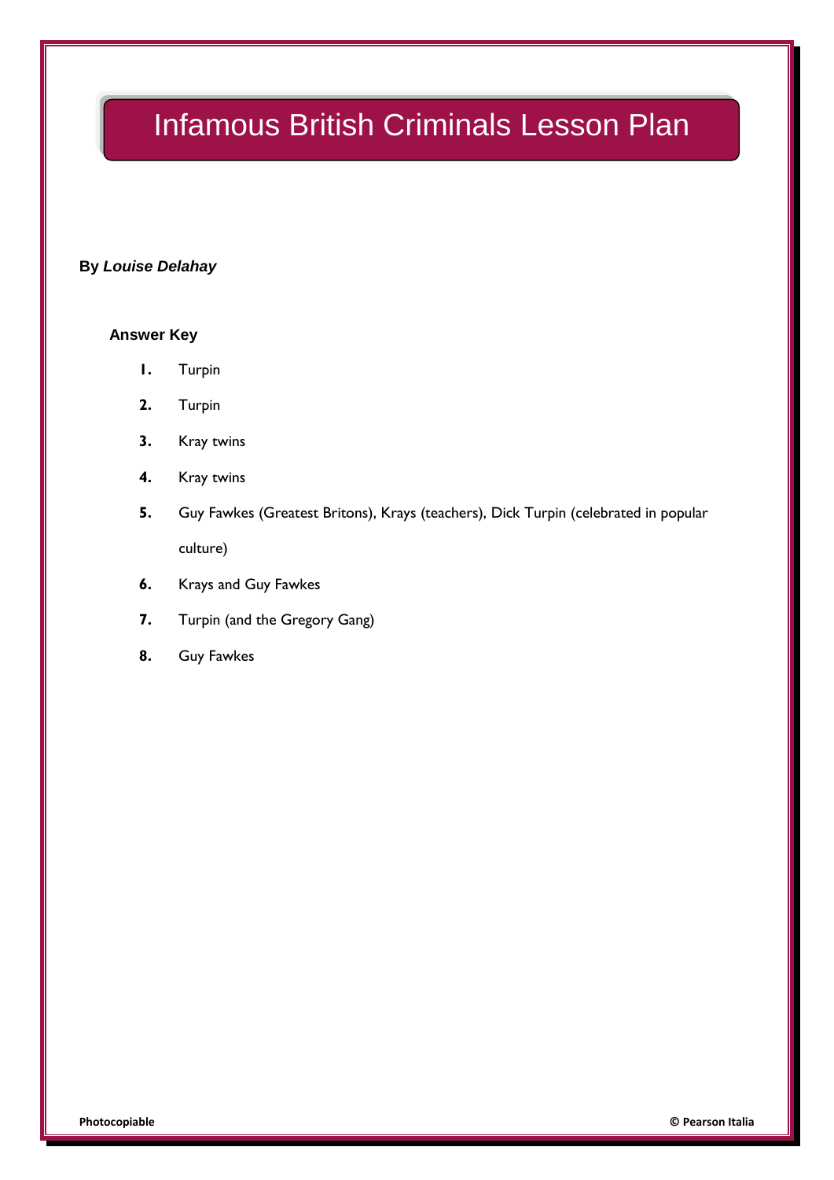# Infamous British Criminals Lesson Plan

**By *Louise Delahay***

### Answer Key

1. Turpin
2. Turpin
3. Kray twins
4. Kray twins
5. Guy Fawkes (Greatest Britons), Krays (teachers), Dick Turpin (celebrated in popular culture)
6. Krays and Guy Fawkes
7. Turpin (and the Gregory Gang)
8. Guy Fawkes

**Photocopiable** **© Pearson Italia**